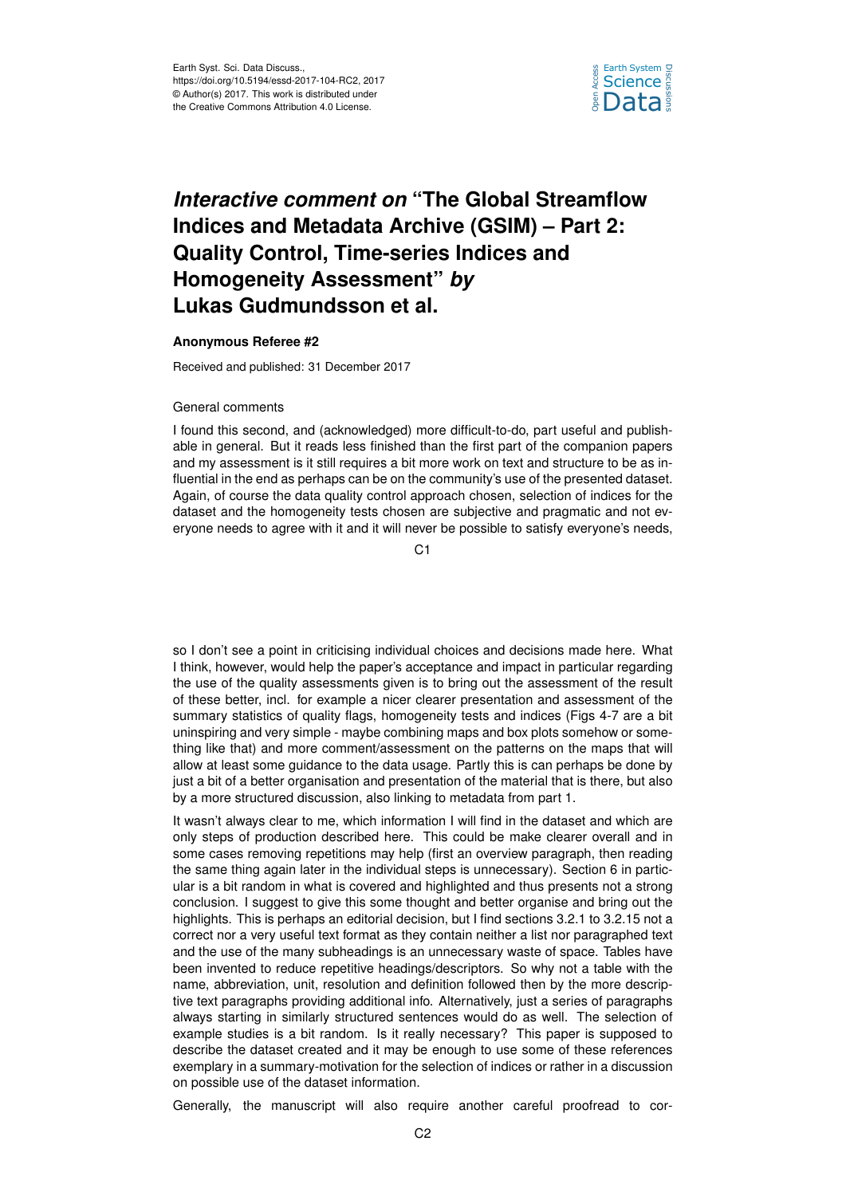# *Interactive comment on* "The Global Streamflow Indices and Metadata Archive (GSIM) – Part 2: Quality Control, Time-series Indices and Homogeneity Assessment" *by* Lukas Gudmundsson et al.

**Anonymous Referee #2**

Received and published: 31 December 2017

General comments

I found this second, and (acknowledged) more difficult-to-do, part useful and publishable in general. But it reads less finished than the first part of the companion papers and my assessment is it still requires a bit more work on text and structure to be as influential in the end as perhaps can be on the community's use of the presented dataset. Again, of course the data quality control approach chosen, selection of indices for the dataset and the homogeneity tests chosen are subjective and pragmatic and not everyone needs to agree with it and it will never be possible to satisfy everyone's needs, so I don't see a point in criticising individual choices and decisions made here. What I think, however, would help the paper's acceptance and impact in particular regarding the use of the quality assessments given is to bring out the assessment of the result of these better, incl. for example a nicer clearer presentation and assessment of the summary statistics of quality flags, homogeneity tests and indices (Figs 4-7 are a bit uninspiring and very simple - maybe combining maps and box plots somehow or something like that) and more comment/assessment on the patterns on the maps that will allow at least some guidance to the data usage. Partly this is can perhaps be done by just a bit of a better organisation and presentation of the material that is there, but also by a more structured discussion, also linking to metadata from part 1.

It wasn't always clear to me, which information I will find in the dataset and which are only steps of production described here. This could be make clearer overall and in some cases removing repetitions may help (first an overview paragraph, then reading the same thing again later in the individual steps is unnecessary). Section 6 in particular is a bit random in what is covered and highlighted and thus presents not a strong conclusion. I suggest to give this some thought and better organise and bring out the highlights. This is perhaps an editorial decision, but I find sections 3.2.1 to 3.2.15 not a correct nor a very useful text format as they contain neither a list nor paragraphed text and the use of the many subheadings is an unnecessary waste of space. Tables have been invented to reduce repetitive headings/descriptors. So why not a table with the name, abbreviation, unit, resolution and definition followed then by the more descriptive text paragraphs providing additional info. Alternatively, just a series of paragraphs always starting in similarly structured sentences would do as well. The selection of example studies is a bit random. Is it really necessary? This paper is supposed to describe the dataset created and it may be enough to use some of these references exemplary in a summary-motivation for the selection of indices or rather in a discussion on possible use of the dataset information.

Generally, the manuscript will also require another careful proofread to cor-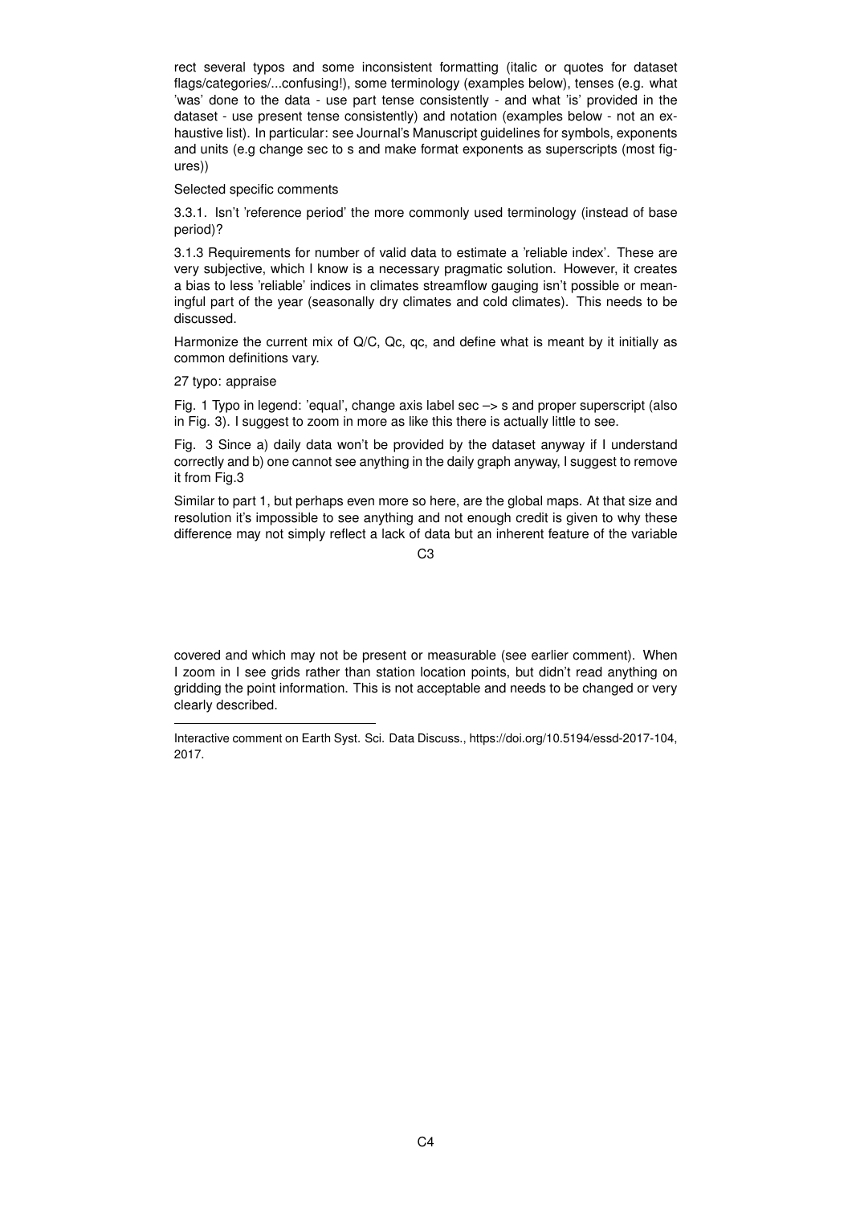rect several typos and some inconsistent formatting (italic or quotes for dataset flags/categories/...confusing!), some terminology (examples below), tenses (e.g. what 'was' done to the data - use part tense consistently - and what 'is' provided in the dataset - use present tense consistently) and notation (examples below - not an exhaustive list). In particular: see Journal's Manuscript guidelines for symbols, exponents and units (e.g change sec to s and make format exponents as superscripts (most figures))

Selected specific comments

3.3.1. Isn't 'reference period' the more commonly used terminology (instead of base period)?

3.1.3 Requirements for number of valid data to estimate a 'reliable index'. These are very subjective, which I know is a necessary pragmatic solution. However, it creates a bias to less 'reliable' indices in climates streamflow gauging isn't possible or meaningful part of the year (seasonally dry climates and cold climates). This needs to be discussed.

Harmonize the current mix of Q/C, Qc, qc, and define what is meant by it initially as common definitions vary.

27 typo: appraise

Fig. 1 Typo in legend: 'equal', change axis label sec –> s and proper superscript (also in Fig. 3). I suggest to zoom in more as like this there is actually little to see.

Fig. 3 Since a) daily data won't be provided by the dataset anyway if I understand correctly and b) one cannot see anything in the daily graph anyway, I suggest to remove it from Fig.3

Similar to part 1, but perhaps even more so here, are the global maps. At that size and resolution it's impossible to see anything and not enough credit is given to why these difference may not simply reflect a lack of data but an inherent feature of the variable covered and which may not be present or measurable (see earlier comment). When I zoom in I see grids rather than station location points, but didn't read anything on gridding the point information. This is not acceptable and needs to be changed or very clearly described.

---

Interactive comment on Earth Syst. Sci. Data Discuss., https://doi.org/10.5194/essd-2017-104, 2017.